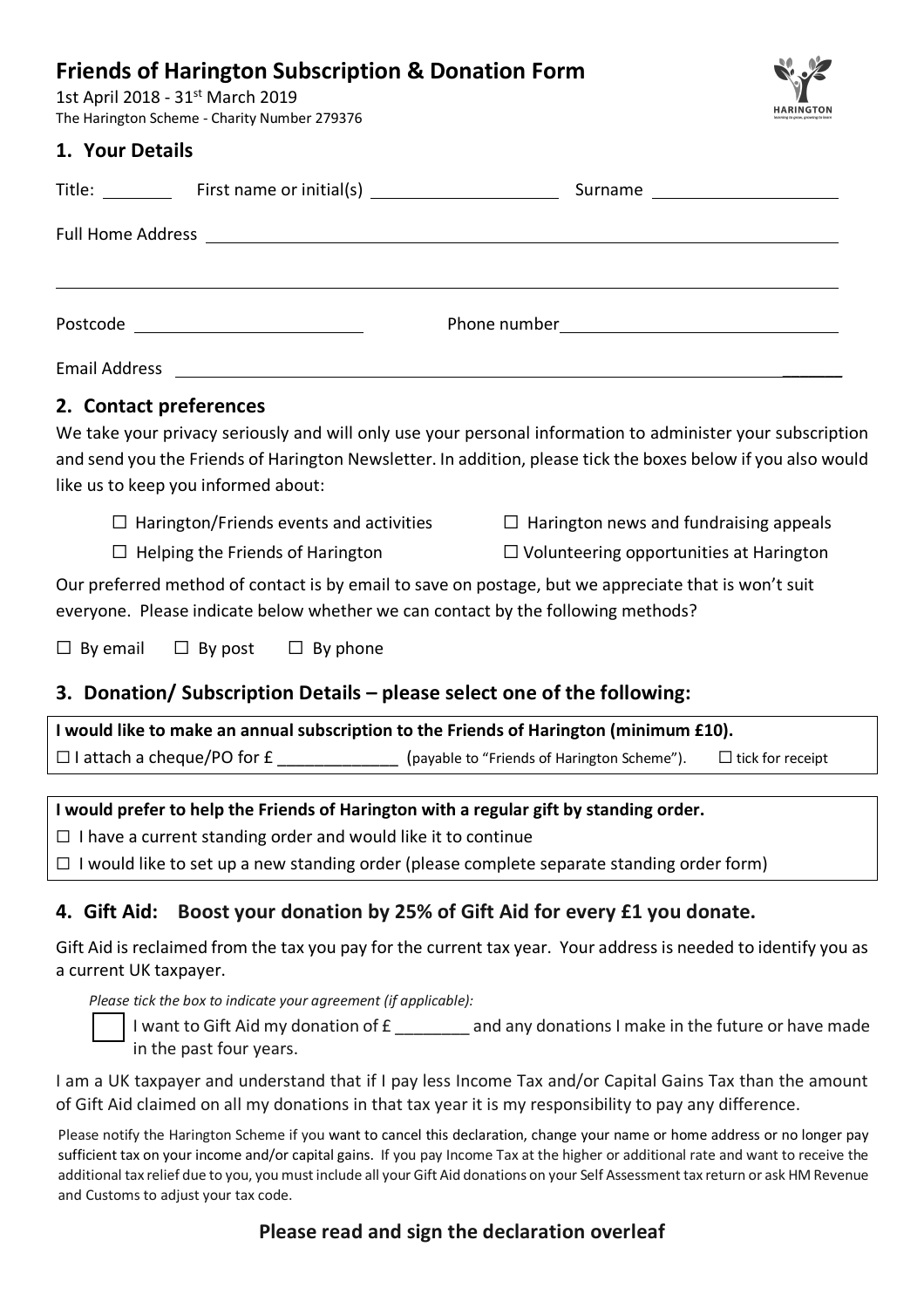# Friends of Harington Subscription & Donation Form

1st April 2018 - 31st March 2019
The Harington Scheme - Charity Number 279376

## 1. Your Details

Title: ________ First name or initial(s) ____________________ Surname ____________________

Full Home Address ____________________________________________________________

______________________________________________________________________________

Postcode ________________________ Phone number ____________________________

Email Address ________________________________________________________________

## 2. Contact preferences

We take your privacy seriously and will only use your personal information to administer your subscription and send you the Friends of Harington Newsletter. In addition, please tick the boxes below if you also would like us to keep you informed about:

☐ Harington/Friends events and activities
☐ Harington news and fundraising appeals
☐ Helping the Friends of Harington
☐ Volunteering opportunities at Harington

Our preferred method of contact is by email to save on postage, but we appreciate that is won't suit everyone. Please indicate below whether we can contact by the following methods?

☐ By email ☐ By post ☐ By phone

## 3. Donation/ Subscription Details – please select one of the following:

**I would like to make an annual subscription to the Friends of Harington (minimum £10).**

☐ I attach a cheque/PO for £ _____________ (payable to "Friends of Harington Scheme"). ☐ tick for receipt

**I would prefer to help the Friends of Harington with a regular gift by standing order.**

☐ I have a current standing order and would like it to continue

☐ I would like to set up a new standing order (please complete separate standing order form)

## 4. Gift Aid: Boost your donation by 25% of Gift Aid for every £1 you donate.

Gift Aid is reclaimed from the tax you pay for the current tax year. Your address is needed to identify you as a current UK taxpayer.

*Please tick the box to indicate your agreement (if applicable):*

☐ I want to Gift Aid my donation of £ ________ and any donations I make in the future or have made in the past four years.

I am a UK taxpayer and understand that if I pay less Income Tax and/or Capital Gains Tax than the amount of Gift Aid claimed on all my donations in that tax year it is my responsibility to pay any difference.

Please notify the Harington Scheme if you want to cancel this declaration, change your name or home address or no longer pay sufficient tax on your income and/or capital gains. If you pay Income Tax at the higher or additional rate and want to receive the additional tax relief due to you, you must include all your Gift Aid donations on your Self Assessment tax return or ask HM Revenue and Customs to adjust your tax code.

**Please read and sign the declaration overleaf**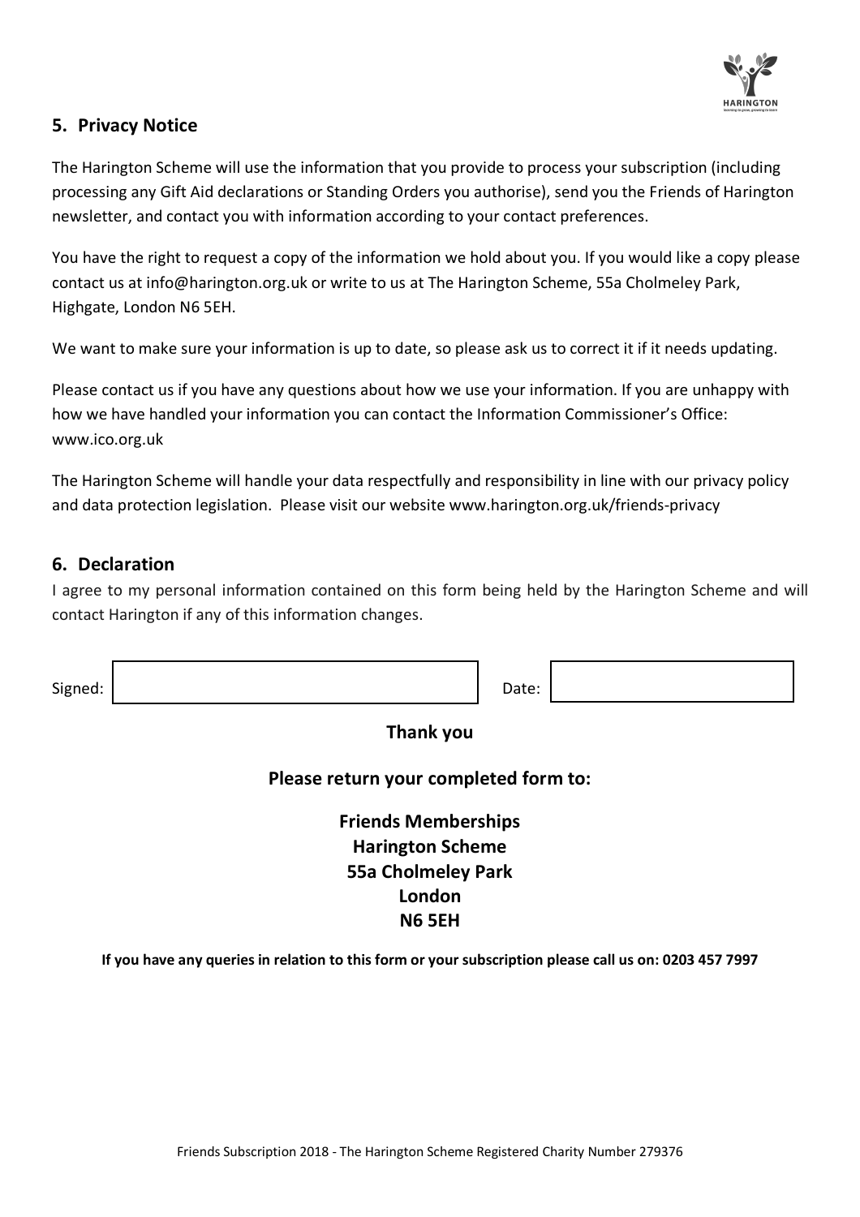## 5. Privacy Notice

The Harington Scheme will use the information that you provide to process your subscription (including processing any Gift Aid declarations or Standing Orders you authorise), send you the Friends of Harington newsletter, and contact you with information according to your contact preferences.

You have the right to request a copy of the information we hold about you. If you would like a copy please contact us at info@harington.org.uk or write to us at The Harington Scheme, 55a Cholmeley Park, Highgate, London N6 5EH.

We want to make sure your information is up to date, so please ask us to correct it if it needs updating.

Please contact us if you have any questions about how we use your information. If you are unhappy with how we have handled your information you can contact the Information Commissioner's Office: www.ico.org.uk

The Harington Scheme will handle your data respectfully and responsibility in line with our privacy policy and data protection legislation. Please visit our website www.harington.org.uk/friends-privacy

## 6. Declaration

I agree to my personal information contained on this form being held by the Harington Scheme and will contact Harington if any of this information changes.

Signed: ______________________ Date: ______________________

**Thank you**

**Please return your completed form to:**

**Friends Memberships**
**Harington Scheme**
**55a Cholmeley Park**
**London**
**N6 5EH**

**If you have any queries in relation to this form or your subscription please call us on: 0203 457 7997**

Friends Subscription 2018 - The Harington Scheme Registered Charity Number 279376